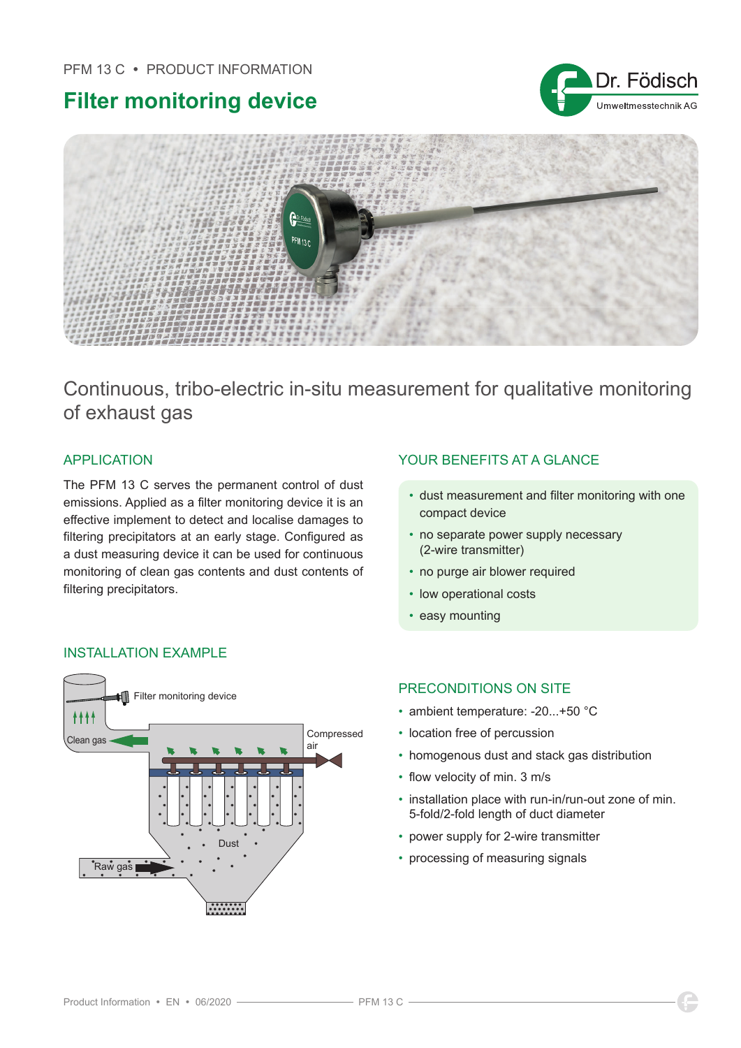PFM 13 C • PRODUCT INFORMATION

# Filter monitoring device

Continuous, tribo-electric in-situ measurement for qualitative monitoring of exhaust gas

## APPLICATION

The PFM 13 C serves the permanent control of dust emissions. Applied as a filter monitoring device it is an effective implement to detect and localise damages to filtering precipitators at an early stage. Configured as a dust measuring device it can be used for continuous monitoring of clean gas contents and dust contents of filtering precipitators.

## YOUR BENEFITS AT A GLANCE

- dust measurement and filter monitoring with one compact device
- no separate power supply necessary (2-wire transmitter)
- no purge air blower required
- low operational costs
- easy mounting

## INSTALLATION EXAMPLE

Filter monitoring device

Clean gas

Compressed air

Dust

Raw gas

## PRECONDITIONS ON SITE

- ambient temperature: -20...+50 °C
- location free of percussion
- homogenous dust and stack gas distribution
- flow velocity of min. 3 m/s
- installation place with run-in/run-out zone of min. 5-fold/2-fold length of duct diameter
- power supply for 2-wire transmitter
- processing of measuring signals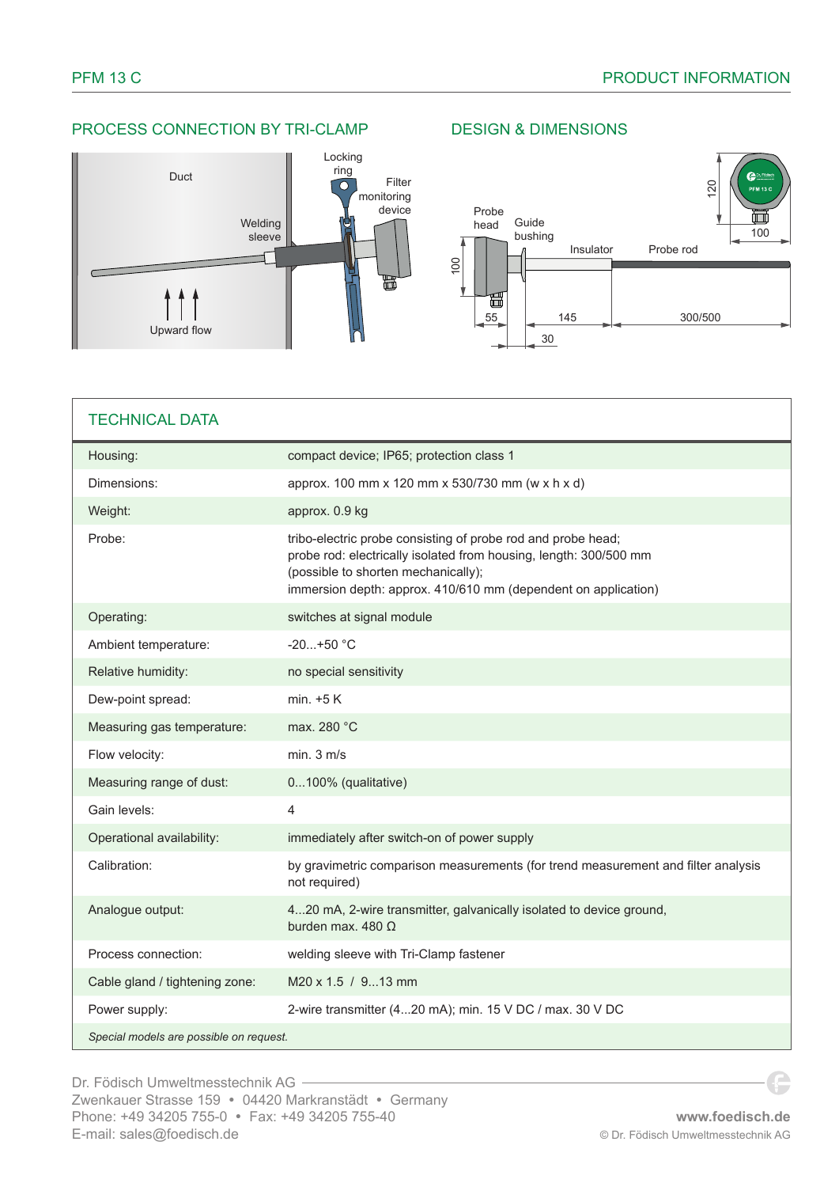## PROCESS CONNECTION BY TRI-CLAMP

Duct

Welding sleeve

Upward flow

Locking ring

Filter monitoring device

## DESIGN & DIMENSIONS

Probe head

Guide bushing

Insulator

Probe rod

120

100

100

55

145

300/500

30

## TECHNICAL DATA

| | |
|---|---|
| Housing: | compact device; IP65; protection class 1 |
| Dimensions: | approx. 100 mm x 120 mm x 530/730 mm (w x h x d) |
| Weight: | approx. 0.9 kg |
| Probe: | tribo-electric probe consisting of probe rod and probe head;<br>probe rod: electrically isolated from housing, length: 300/500 mm<br>(possible to shorten mechanically);<br>immersion depth: approx. 410/610 mm (dependent on application) |
| Operating: | switches at signal module |
| Ambient temperature: | -20...+50 °C |
| Relative humidity: | no special sensitivity |
| Dew-point spread: | min. +5 K |
| Measuring gas temperature: | max. 280 °C |
| Flow velocity: | min. 3 m/s |
| Measuring range of dust: | 0...100% (qualitative) |
| Gain levels: | 4 |
| Operational availability: | immediately after switch-on of power supply |
| Calibration: | by gravimetric comparison measurements (for trend measurement and filter analysis not required) |
| Analogue output: | 4...20 mA, 2-wire transmitter, galvanically isolated to device ground,<br>burden max. 480 Ω |
| Process connection: | welding sleeve with Tri-Clamp fastener |
| Cable gland / tightening zone: | M20 x 1.5 / 9...13 mm |
| Power supply: | 2-wire transmitter (4...20 mA); min. 15 V DC / max. 30 V DC |

*Special models are possible on request.*

Dr. Födisch Umweltmesstechnik AG
Zwenkauer Strasse 159 • 04420 Markranstädt • Germany
Phone: +49 34205 755-0 • Fax: +49 34205 755-40
E-mail: sales@foedisch.de

**www.foedisch.de**
© Dr. Födisch Umweltmesstechnik AG